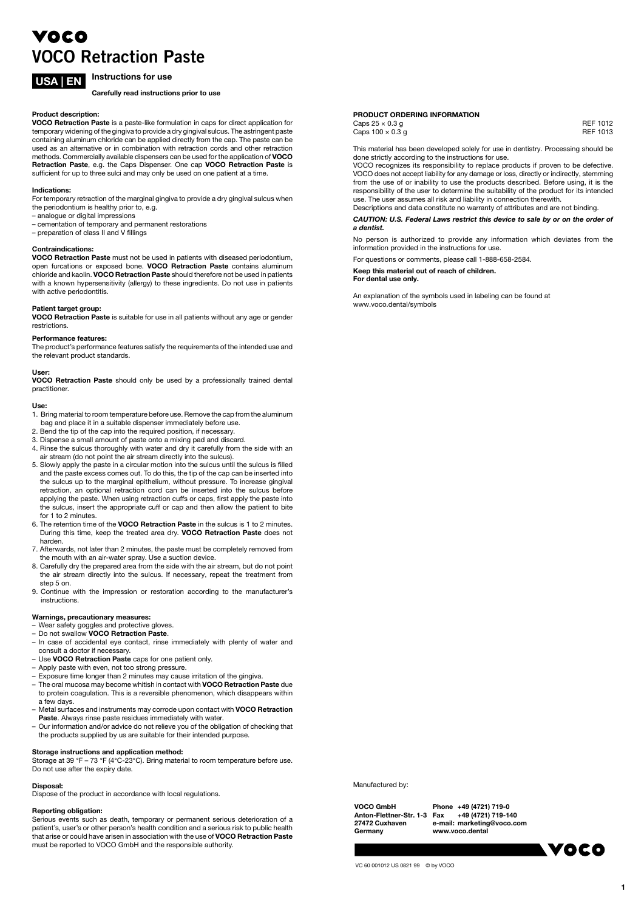# VOCO Retraction Paste

**USA | EN** **Instructions for use**

**Carefully read instructions prior to use**

**Product description:**
**VOCO Retraction Paste** is a paste-like formulation in caps for direct application for temporary widening of the gingiva to provide a dry gingival sulcus. The astringent paste containing aluminum chloride can be applied directly from the cap. The paste can be used as an alternative or in combination with retraction cords and other retraction methods. Commercially available dispensers can be used for the application of **VOCO Retraction Paste**, e.g. the Caps Dispenser. One cap **VOCO Retraction Paste** is sufficient for up to three sulci and may only be used on one patient at a time.

**Indications:**
For temporary retraction of the marginal gingiva to provide a dry gingival sulcus when the periodontium is healthy prior to, e.g.
– analogue or digital impressions
– cementation of temporary and permanent restorations
– preparation of class II and V fillings

**Contraindications:**
**VOCO Retraction Paste** must not be used in patients with diseased periodontium, open furcations or exposed bone. **VOCO Retraction Paste** contains aluminum chloride and kaolin. **VOCO Retraction Paste** should therefore not be used in patients with a known hypersensitivity (allergy) to these ingredients. Do not use in patients with active periodontitis.

**Patient target group:**
**VOCO Retraction Paste** is suitable for use in all patients without any age or gender restrictions.

**Performance features:**
The product's performance features satisfy the requirements of the intended use and the relevant product standards.

**User:**
**VOCO Retraction Paste** should only be used by a professionally trained dental practitioner.

**Use:**
1. Bring material to room temperature before use. Remove the cap from the aluminum bag and place it in a suitable dispenser immediately before use.
2. Bend the tip of the cap into the required position, if necessary.
3. Dispense a small amount of paste onto a mixing pad and discard.
4. Rinse the sulcus thoroughly with water and dry it carefully from the side with an air stream (do not point the air stream directly into the sulcus).
5. Slowly apply the paste in a circular motion into the sulcus until the sulcus is filled and the paste excess comes out. To do this, the tip of the cap can be inserted into the sulcus up to the marginal epithelium, without pressure. To increase gingival retraction, an optional retraction cord can be inserted into the sulcus before applying the paste. When using retraction cuffs or caps, first apply the paste into the sulcus, insert the appropriate cuff or cap and then allow the patient to bite for 1 to 2 minutes.
6. The retention time of the **VOCO Retraction Paste** in the sulcus is 1 to 2 minutes. During this time, keep the treated area dry. **VOCO Retraction Paste** does not harden.
7. Afterwards, not later than 2 minutes, the paste must be completely removed from the mouth with an air-water spray. Use a suction device.
8. Carefully dry the prepared area from the side with the air stream, but do not point the air stream directly into the sulcus. If necessary, repeat the treatment from step 5 on.
9. Continue with the impression or restoration according to the manufacturer's instructions.

**Warnings, precautionary measures:**
– Wear safety goggles and protective gloves.
– Do not swallow **VOCO Retraction Paste**.
– In case of accidental eye contact, rinse immediately with plenty of water and consult a doctor if necessary.
– Use **VOCO Retraction Paste** caps for one patient only.
– Apply paste with even, not too strong pressure.
– Exposure time longer than 2 minutes may cause irritation of the gingiva.
– The oral mucosa may become whitish in contact with **VOCO Retraction Paste** due to protein coagulation. This is a reversible phenomenon, which disappears within a few days.
– Metal surfaces and instruments may corrode upon contact with **VOCO Retraction Paste**. Always rinse paste residues immediately with water.
– Our information and/or advice do not relieve you of the obligation of checking that the products supplied by us are suitable for their intended purpose.

**Storage instructions and application method:**
Storage at 39 °F – 73 °F (4°C-23°C). Bring material to room temperature before use. Do not use after the expiry date.

**Disposal:**
Dispose of the product in accordance with local regulations.

**Reporting obligation:**
Serious events such as death, temporary or permanent serious deterioration of a patient's, user's or other person's health condition and a serious risk to public health that arise or could have arisen in association with the use of **VOCO Retraction Paste** must be reported to VOCO GmbH and the responsible authority.

**PRODUCT ORDERING INFORMATION**

| | |
|---|---|
| Caps 25 × 0.3 g | REF 1012 |
| Caps 100 × 0.3 g | REF 1013 |

This material has been developed solely for use in dentistry. Processing should be done strictly according to the instructions for use.
VOCO recognizes its responsibility to replace products if proven to be defective. VOCO does not accept liability for any damage or loss, directly or indirectly, stemming from the use of or inability to use the products described. Before using, it is the responsibility of the user to determine the suitability of the product for its intended use. The user assumes all risk and liability in connection therewith.
Descriptions and data constitute no warranty of attributes and are not binding.

***CAUTION: U.S. Federal Laws restrict this device to sale by or on the order of a dentist.***

No person is authorized to provide any information which deviates from the information provided in the instructions for use.

For questions or comments, please call 1-888-658-2584.

**Keep this material out of reach of children.**
**For dental use only.**

An explanation of the symbols used in labeling can be found at www.voco.dental/symbols

Manufactured by:

**VOCO GmbH**
**Anton-Flettner-Str. 1-3**
**27472 Cuxhaven**
**Germany**

**Phone +49 (4721) 719-0**
**Fax +49 (4721) 719-140**
**e-mail: marketing@voco.com**
**www.voco.dental**

VC 60 001012 US 0821 99 © by VOCO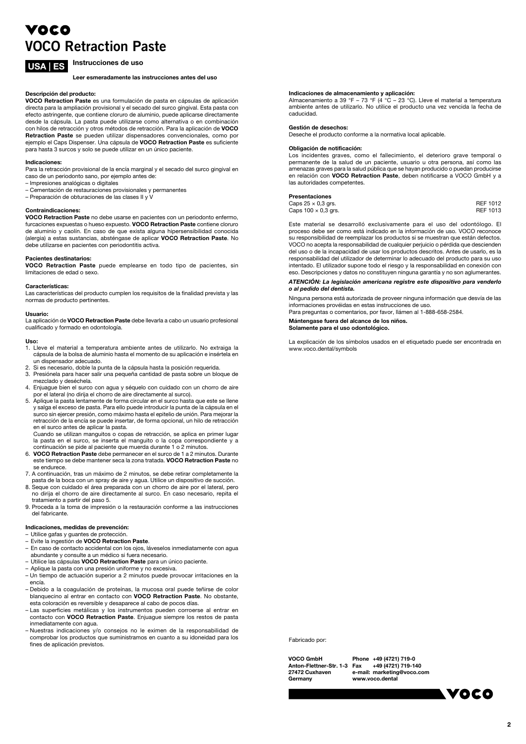# VOCO Retraction Paste

**USA | ES** **Instrucciones de uso**

**Leer esmeradamente las instrucciones antes del uso**

**Descripción del producto:**
**VOCO Retraction Paste** es una formulación de pasta en cápsulas de aplicación directa para la ampliación provisional y el secado del surco gingival. Esta pasta con efecto astringente, que contiene cloruro de aluminio, puede aplicarse directamente desde la cápsula. La pasta puede utilizarse como alternativa o en combinación con hilos de retracción y otros métodos de retracción. Para la aplicación de **VOCO Retraction Paste** se pueden utilizar dispensadores convencionales, como por ejemplo el Caps Dispenser. Una cápsula de **VOCO Retraction Paste** es suficiente para hasta 3 surcos y solo se puede utilizar en un único paciente.

**Indicaciones:**
Para la retracción provisional de la encía marginal y el secado del surco gingival en caso de un periodonto sano, por ejemplo antes de:
– Impresiones analógicas o digitales
– Cementación de restauraciones provisionales y permanentes
– Preparación de obturaciones de las clases II y V

**Contraindicaciones:**
**VOCO Retraction Paste** no debe usarse en pacientes con un periodonto enfermo, furcaciones expuestas o hueso expuesto. **VOCO Retraction Paste** contiene cloruro de aluminio y caolín. En caso de que exista alguna hipersensibilidad conocida (alergia) a estas sustancias, absténgase de aplicar **VOCO Retraction Paste**. No debe utilizarse en pacientes con periodontitis activa.

**Pacientes destinatarios:**
**VOCO Retraction Paste** puede emplearse en todo tipo de pacientes, sin limitaciones de edad o sexo.

**Características:**
Las características del producto cumplen los requisitos de la finalidad prevista y las normas de producto pertinentes.

**Usuario:**
La aplicación de **VOCO Retraction Paste** debe llevarla a cabo un usuario profesional cualificado y formado en odontología.

**Uso:**
1. Lleve el material a temperatura ambiente antes de utilizarlo. No extraiga la cápsula de la bolsa de aluminio hasta el momento de su aplicación e insértela en un dispensador adecuado.
2. Si es necesario, doble la punta de la cápsula hasta la posición requerida.
3. Presiónela para hacer salir una pequeña cantidad de pasta sobre un bloque de mezclado y deséchela.
4. Enjuague bien el surco con agua y séquelo con cuidado con un chorro de aire por el lateral (no dirija el chorro de aire directamente al surco).
5. Aplique la pasta lentamente de forma circular en el surco hasta que este se llene y salga el exceso de pasta. Para ello puede introducir la punta de la cápsula en el surco sin ejercer presión, como máximo hasta el epitelio de unión. Para mejorar la retracción de la encía se puede insertar, de forma opcional, un hilo de retracción en el surco antes de aplicar la pasta.
   Cuando se utilizan manguitos o copas de retracción, se aplica en primer lugar la pasta en el surco, se inserta el manguito o la copa correspondiente y a continuación se pide al paciente que muerda durante 1 o 2 minutos.
6. **VOCO Retraction Paste** debe permanecer en el surco de 1 a 2 minutos. Durante este tiempo se debe mantener seca la zona tratada. **VOCO Retraction Paste** no se endurece.
7. A continuación, tras un máximo de 2 minutos, se debe retirar completamente la pasta de la boca con un spray de aire y agua. Utilice un dispositivo de succión.
8. Seque con cuidado el área preparada con un chorro de aire por el lateral, pero no dirija el chorro de aire directamente al surco. En caso necesario, repita el tratamiento a partir del paso 5.
9. Proceda a la toma de impresión o la restauración conforme a las instrucciones del fabricante.

**Indicaciones, medidas de prevención:**
– Utilice gafas y guantes de protección.
– Evite la ingestión de **VOCO Retraction Paste**.
– En caso de contacto accidental con los ojos, láveselos inmediatamente con agua abundante y consulte a un médico si fuera necesario.
– Utilice las cápsulas **VOCO Retraction Paste** para un único paciente.
– Aplique la pasta con una presión uniforme y no excesiva.
– Un tiempo de actuación superior a 2 minutos puede provocar irritaciones en la encía.
– Debido a la coagulación de proteínas, la mucosa oral puede teñirse de color blanquecino al entrar en contacto con **VOCO Retraction Paste**. No obstante, esta coloración es reversible y desaparece al cabo de pocos días.
– Las superficies metálicas y los instrumentos pueden corroerse al entrar en contacto con **VOCO Retraction Paste**. Enjuague siempre los restos de pasta inmediatamente con agua.
– Nuestras indicaciones y/o consejos no le eximen de la responsabilidad de comprobar los productos que suministramos en cuanto a su idoneidad para los fines de aplicación previstos.

**Indicaciones de almacenamiento y aplicación:**
Almacenamiento a 39 °F – 73 °F (4 °C – 23 °C). Lleve el material a temperatura ambiente antes de utilizarlo. No utilice el producto una vez vencida la fecha de caducidad.

**Gestión de desechos:**
Deseche el producto conforme a la normativa local aplicable.

**Obligación de notificación:**
Los incidentes graves, como el fallecimiento, el deterioro grave temporal o permanente de la salud de un paciente, usuario u otra persona, así como las amenazas graves para la salud pública que se hayan producido o puedan producirse en relación con **VOCO Retraction Paste**, deben notificarse a VOCO GmbH y a las autoridades competentes.

**Presentaciones**

| | |
|---|---|
| Caps 25 × 0,3 grs. | REF 1012 |
| Caps 100 × 0,3 grs. | REF 1013 |

Este material se desarrolló exclusivamente para el uso del odontólogo. El proceso debe ser como está indicado en la información de uso. VOCO reconoce su responsabilidad de reemplazar los productos si se muestran que están defectos. VOCO no acepta la responsabilidad de cualquier perjuicio o pérdida que descienden del uso o de la incapacidad de usar los productos descritos. Antes de usarlo, es la responsabilidad del utilizador de determinar lo adecuado del producto para su uso intentado. El utilizador supone todo el riesgo y la responsabilidad en conexión con eso. Descripciones y datos no constituyen ninguna garantía y no son aglumerantes.

***ATENCIÓN: La legislación americana registre este dispositivo para venderlo o al pedido del dentista.***

Ninguna persona está autorizada de proveer ninguna información que desvía de las informaciones provéidas en estas instrucciones de uso.
Para preguntas o comentarios, por favor, llámen al 1-888-658-2584.

**Mántengase fuera del alcance de los niños.**
**Solamente para el uso odontológico.**

La explicación de los símbolos usados en el etiquetado puede ser encontrada en www.voco.dental/symbols

Fabricado por:

**VOCO GmbH**
**Anton-Flettner-Str. 1-3**
**27472 Cuxhaven**
**Germany**

**Phone +49 (4721) 719-0**
**Fax +49 (4721) 719-140**
**e-mail: marketing@voco.com**
**www.voco.dental**